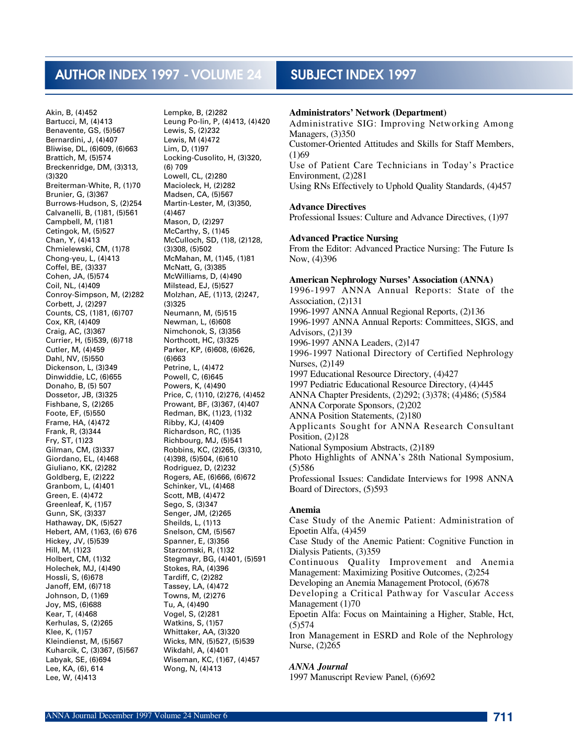# AUTHOR INDEX 1997 - VOLUME 24

Akin, B, (4)452
Bartucci, M, (4)413
Benavente, GS, (5)567
Bernardini, J, (4)407
Bliwise, DL, (6)609, (6)663
Brattich, M, (5)574
Breckenridge, DM, (3)313, (3)320
Breiterman-White, R, (1)70
Brunier, G, (3)367
Burrows-Hudson, S, (2)254
Calvanelli, B, (1)81, (5)561
Campbell, M, (1)81
Cetingok, M, (5)527
Chan, Y, (4)413
Chmielewski, CM, (1)78
Chong-yeu, L, (4)413
Coffel, BE, (3)337
Cohen, JA, (5)574
Coil, NL, (4)409
Conroy-Simpson, M, (2)282
Corbett, J, (2)297
Counts, CS, (1)81, (6)707
Cox, KR, (4)409
Craig, AC, (3)367
Currier, H, (5)539, (6)718
Cutler, M, (4)459
Dahl, NV, (5)550
Dickenson, L, (3)349
Dinwiddie, LC, (6)655
Donaho, B, (5) 507
Dossetor, JB, (3)325
Fishbane, S, (2)265
Foote, EF, (5)550
Frame, HA, (4)472
Frank, R, (3)344
Fry, ST, (1)23
Gilman, CM, (3)337
Giordano, EL, (4)468
Giuliano, KK, (2)282
Goldberg, E, (2)222
Granbom, L, (4)401
Green, E. (4)472
Greenleaf, K, (1)57
Gunn, SK, (3)337
Hathaway, DK, (5)527
Hebert, AM, (1)63, (6) 676
Hickey, JV, (5)539
Hill, M, (1)23
Holbert, CM, (1)32
Holechek, MJ, (4)490
Hossli, S, (6)678
Janoff, EM, (6)718
Johnson, D, (1)69
Joy, MS, (6)688
Kear, T, (4)468
Kerhulas, S, (2)265
Klee, K, (1)57
Kleindienst, M, (5)567
Kuharcik, C, (3)367, (5)567
Labyak, SE, (6)694
Lee, KA, (6), 614
Lee, W, (4)413
Lempke, B, (2)282
Leung Po-lin, P, (4)413, (4)420
Lewis, S, (2)232
Lewis, M (4)472
Lim, D, (1)97
Locking-Cusolito, H, (3)320, (6) 709
Lowell, CL, (2)280
Macioleck, H, (2)282
Madsen, CA, (5)567
Martin-Lester, M, (3)350, (4)467
Mason, D, (2)297
McCarthy, S, (1)45
McCulloch, SD, (1)8, (2)128, (3)308, (5)502
McMahan, M, (1)45, (1)81
McNatt, G, (3)385
McWilliams, D, (4)490
Milstead, EJ, (5)527
Molzhan, AE, (1)13, (2)247, (3)325
Neumann, M, (5)515
Newman, L, (6)608
Nimchonok, S, (3)356
Northcott, HC, (3)325
Parker, KP, (6)608, (6)626, (6)663
Petrine, L, (4)472
Powell, C, (6)645
Powers, K, (4)490
Price, C, (1)10, (2)276, (4)452
Prowant, BF, (3)367, (4)407
Redman, BK, (1)23, (1)32
Ribby, KJ, (4)409
Richardson, RC, (1)35
Richbourg, MJ, (5)541
Robbins, KC, (2)265, (3)310, (4)398, (5)504, (6)610
Rodriguez, D, (2)232
Rogers, AE, (6)666, (6)672
Schinker, VL, (4)468
Scott, MB, (4)472
Sego, S, (3)347
Senger, JM, (2)265
Sheilds, L, (1)13
Snelson, CM, (5)567
Spanner, E, (3)356
Starzomski, R, (1)32
Stegmayr, BG, (4)401, (5)591
Stokes, RA, (4)396
Tardiff, C, (2)282
Tassey, LA, (4)472
Towns, M, (2)276
Tu, A, (4)490
Vogel, S, (2)281
Watkins, S, (1)57
Whittaker, AA, (3)320
Wicks, MN, (5)527, (5)539
Wikdahl, A, (4)401
Wiseman, KC, (1)67, (4)457
Wong, N, (4)413

# SUBJECT INDEX 1997

**Administrators' Network (Department)**
Administrative SIG: Improving Networking Among Managers, (3)350
Customer-Oriented Attitudes and Skills for Staff Members, (1)69
Use of Patient Care Technicians in Today's Practice Environment, (2)281
Using RNs Effectively to Uphold Quality Standards, (4)457

**Advance Directives**
Professional Issues: Culture and Advance Directives, (1)97

**Advanced Practice Nursing**
From the Editor: Advanced Practice Nursing: The Future Is Now, (4)396

**American Nephrology Nurses' Association (ANNA)**
1996-1997 ANNA Annual Reports: State of the Association, (2)131
1996-1997 ANNA Annual Regional Reports, (2)136
1996-1997 ANNA Annual Reports: Committees, SIGS, and Advisors, (2)139
1996-1997 ANNA Leaders, (2)147
1996-1997 National Directory of Certified Nephrology Nurses, (2)149
1997 Educational Resource Directory, (4)427
1997 Pediatric Educational Resource Directory, (4)445
ANNA Chapter Presidents, (2)292; (3)378; (4)486; (5)584
ANNA Corporate Sponsors, (2)202
ANNA Position Statements, (2)180
Applicants Sought for ANNA Research Consultant Position, (2)128
National Symposium Abstracts, (2)189
Photo Highlights of ANNA's 28th National Symposium, (5)586
Professional Issues: Candidate Interviews for 1998 ANNA Board of Directors, (5)593

**Anemia**
Case Study of the Anemic Patient: Administration of Epoetin Alfa, (4)459
Case Study of the Anemic Patient: Cognitive Function in Dialysis Patients, (3)359
Continuous Quality Improvement and Anemia Management: Maximizing Positive Outcomes, (2)254
Developing an Anemia Management Protocol, (6)678
Developing a Critical Pathway for Vascular Access Management (1)70
Epoetin Alfa: Focus on Maintaining a Higher, Stable, Hct, (5)574
Iron Management in ESRD and Role of the Nephrology Nurse, (2)265

***ANNA Journal***
1997 Manuscript Review Panel, (6)692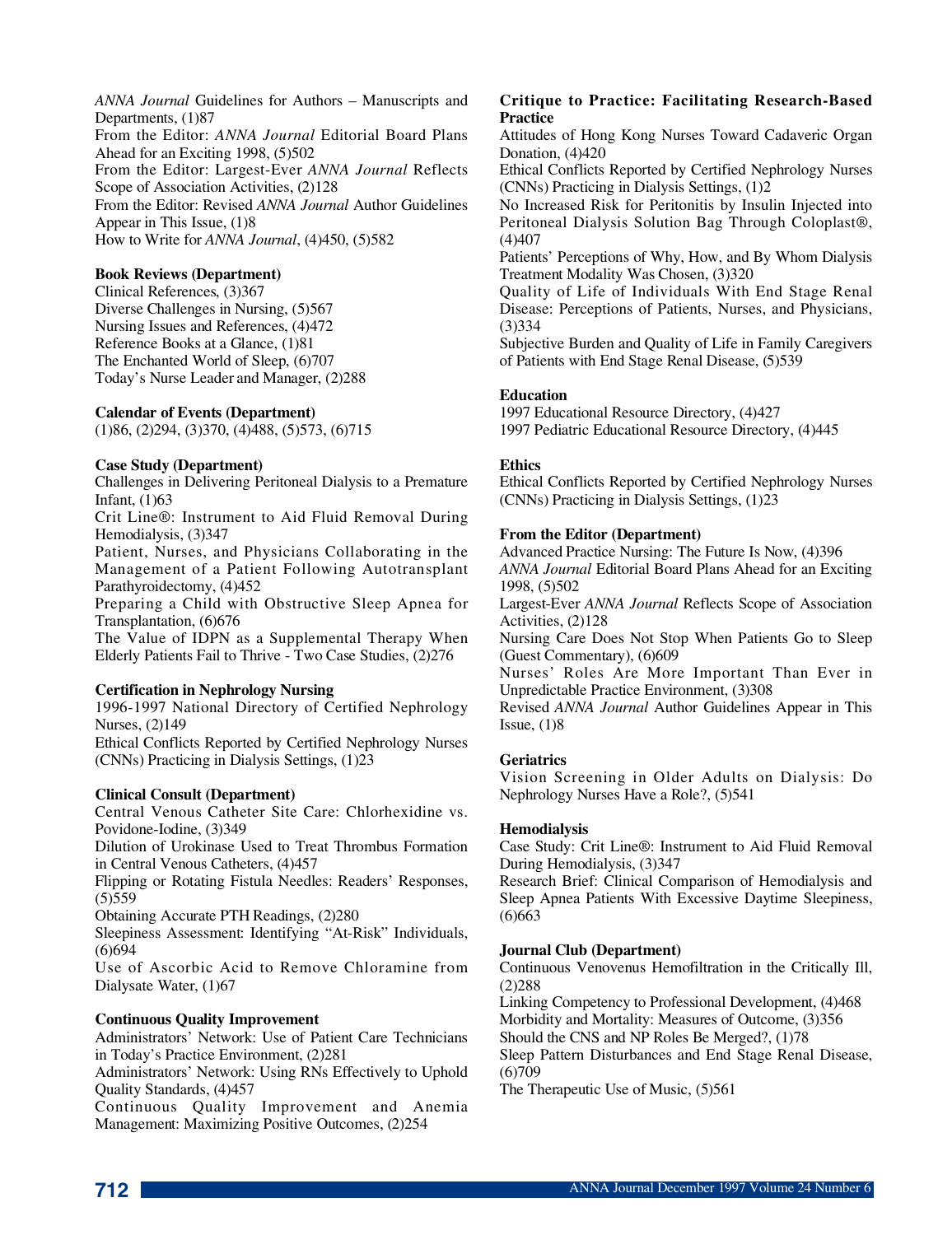*ANNA Journal* Guidelines for Authors – Manuscripts and Departments, (1)87
From the Editor: *ANNA Journal* Editorial Board Plans Ahead for an Exciting 1998, (5)502
From the Editor: Largest-Ever *ANNA Journal* Reflects Scope of Association Activities, (2)128
From the Editor: Revised *ANNA Journal* Author Guidelines Appear in This Issue, (1)8
How to Write for *ANNA Journal*, (4)450, (5)582

**Book Reviews (Department)**
Clinical References, (3)367
Diverse Challenges in Nursing, (5)567
Nursing Issues and References, (4)472
Reference Books at a Glance, (1)81
The Enchanted World of Sleep, (6)707
Today's Nurse Leader and Manager, (2)288

**Calendar of Events (Department)**
(1)86, (2)294, (3)370, (4)488, (5)573, (6)715

**Case Study (Department)**
Challenges in Delivering Peritoneal Dialysis to a Premature Infant, (1)63
Crit Line®: Instrument to Aid Fluid Removal During Hemodialysis, (3)347
Patient, Nurses, and Physicians Collaborating in the Management of a Patient Following Autotransplant Parathyroidectomy, (4)452
Preparing a Child with Obstructive Sleep Apnea for Transplantation, (6)676
The Value of IDPN as a Supplemental Therapy When Elderly Patients Fail to Thrive - Two Case Studies, (2)276

**Certification in Nephrology Nursing**
1996-1997 National Directory of Certified Nephrology Nurses, (2)149
Ethical Conflicts Reported by Certified Nephrology Nurses (CNNs) Practicing in Dialysis Settings, (1)23

**Clinical Consult (Department)**
Central Venous Catheter Site Care: Chlorhexidine vs. Povidone-Iodine, (3)349
Dilution of Urokinase Used to Treat Thrombus Formation in Central Venous Catheters, (4)457
Flipping or Rotating Fistula Needles: Readers' Responses, (5)559
Obtaining Accurate PTH Readings, (2)280
Sleepiness Assessment: Identifying "At-Risk" Individuals, (6)694
Use of Ascorbic Acid to Remove Chloramine from Dialysate Water, (1)67

**Continuous Quality Improvement**
Administrators' Network: Use of Patient Care Technicians in Today's Practice Environment, (2)281
Administrators' Network: Using RNs Effectively to Uphold Quality Standards, (4)457
Continuous Quality Improvement and Anemia Management: Maximizing Positive Outcomes, (2)254

**Critique to Practice: Facilitating Research-Based Practice**
Attitudes of Hong Kong Nurses Toward Cadaveric Organ Donation, (4)420
Ethical Conflicts Reported by Certified Nephrology Nurses (CNNs) Practicing in Dialysis Settings, (1)2
No Increased Risk for Peritonitis by Insulin Injected into Peritoneal Dialysis Solution Bag Through Coloplast®, (4)407
Patients' Perceptions of Why, How, and By Whom Dialysis Treatment Modality Was Chosen, (3)320
Quality of Life of Individuals With End Stage Renal Disease: Perceptions of Patients, Nurses, and Physicians, (3)334
Subjective Burden and Quality of Life in Family Caregivers of Patients with End Stage Renal Disease, (5)539

**Education**
1997 Educational Resource Directory, (4)427
1997 Pediatric Educational Resource Directory, (4)445

**Ethics**
Ethical Conflicts Reported by Certified Nephrology Nurses (CNNs) Practicing in Dialysis Settings, (1)23

**From the Editor (Department)**
Advanced Practice Nursing: The Future Is Now, (4)396
*ANNA Journal* Editorial Board Plans Ahead for an Exciting 1998, (5)502
Largest-Ever *ANNA Journal* Reflects Scope of Association Activities, (2)128
Nursing Care Does Not Stop When Patients Go to Sleep (Guest Commentary), (6)609
Nurses' Roles Are More Important Than Ever in Unpredictable Practice Environment, (3)308
Revised *ANNA Journal* Author Guidelines Appear in This Issue, (1)8

**Geriatrics**
Vision Screening in Older Adults on Dialysis: Do Nephrology Nurses Have a Role?, (5)541

**Hemodialysis**
Case Study: Crit Line®: Instrument to Aid Fluid Removal During Hemodialysis, (3)347
Research Brief: Clinical Comparison of Hemodialysis and Sleep Apnea Patients With Excessive Daytime Sleepiness, (6)663

**Journal Club (Department)**
Continuous Venovenus Hemofiltration in the Critically Ill, (2)288
Linking Competency to Professional Development, (4)468
Morbidity and Mortality: Measures of Outcome, (3)356
Should the CNS and NP Roles Be Merged?, (1)78
Sleep Pattern Disturbances and End Stage Renal Disease, (6)709
The Therapeutic Use of Music, (5)561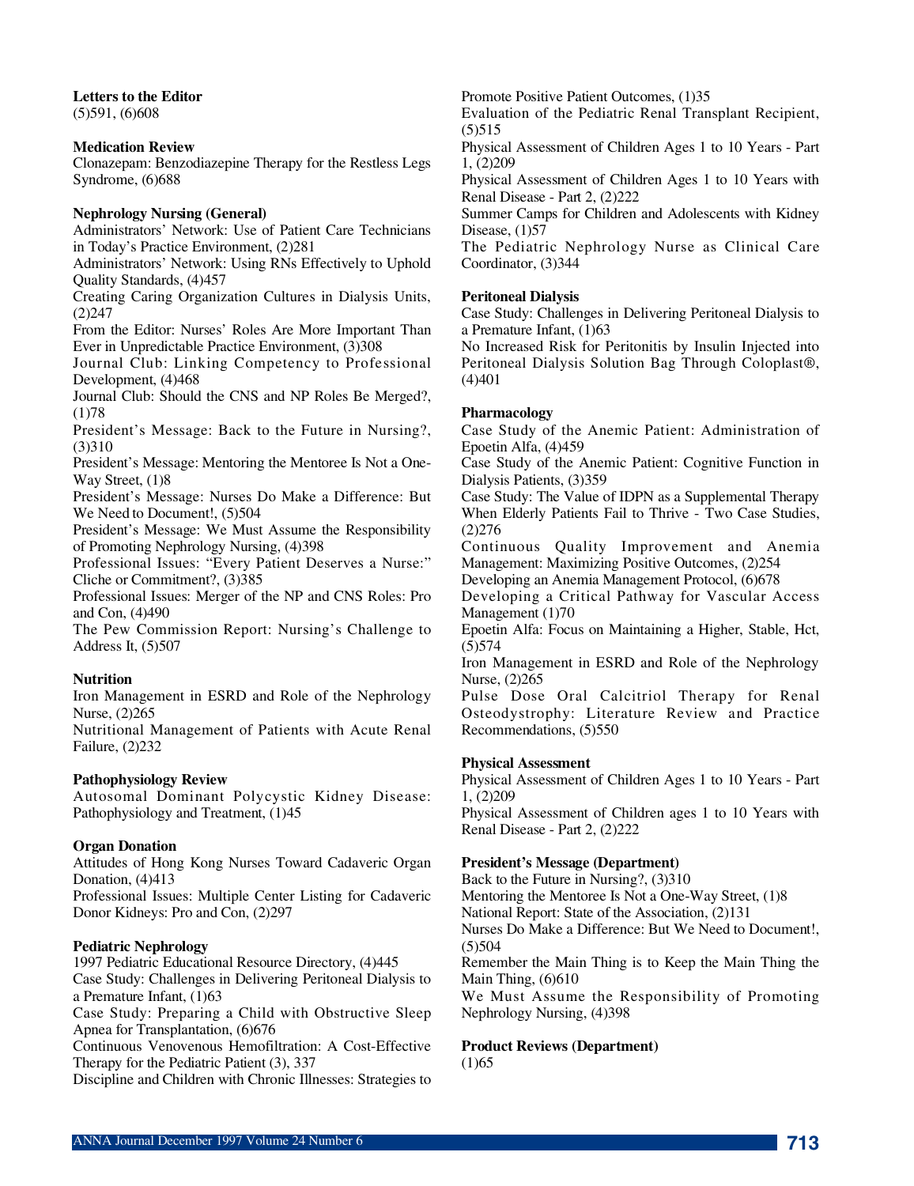**Letters to the Editor**
(5)591, (6)608

**Medication Review**
Clonazepam: Benzodiazepine Therapy for the Restless Legs Syndrome, (6)688

**Nephrology Nursing (General)**
Administrators' Network: Use of Patient Care Technicians in Today's Practice Environment, (2)281
Administrators' Network: Using RNs Effectively to Uphold Quality Standards, (4)457
Creating Caring Organization Cultures in Dialysis Units, (2)247
From the Editor: Nurses' Roles Are More Important Than Ever in Unpredictable Practice Environment, (3)308
Journal Club: Linking Competency to Professional Development, (4)468
Journal Club: Should the CNS and NP Roles Be Merged?, (1)78
President's Message: Back to the Future in Nursing?, (3)310
President's Message: Mentoring the Mentoree Is Not a One-Way Street, (1)8
President's Message: Nurses Do Make a Difference: But We Need to Document!, (5)504
President's Message: We Must Assume the Responsibility of Promoting Nephrology Nursing, (4)398
Professional Issues: "Every Patient Deserves a Nurse:" Cliche or Commitment?, (3)385
Professional Issues: Merger of the NP and CNS Roles: Pro and Con, (4)490
The Pew Commission Report: Nursing's Challenge to Address It, (5)507

**Nutrition**
Iron Management in ESRD and Role of the Nephrology Nurse, (2)265
Nutritional Management of Patients with Acute Renal Failure, (2)232

**Pathophysiology Review**
Autosomal Dominant Polycystic Kidney Disease: Pathophysiology and Treatment, (1)45

**Organ Donation**
Attitudes of Hong Kong Nurses Toward Cadaveric Organ Donation, (4)413
Professional Issues: Multiple Center Listing for Cadaveric Donor Kidneys: Pro and Con, (2)297

**Pediatric Nephrology**
1997 Pediatric Educational Resource Directory, (4)445
Case Study: Challenges in Delivering Peritoneal Dialysis to a Premature Infant, (1)63
Case Study: Preparing a Child with Obstructive Sleep Apnea for Transplantation, (6)676
Continuous Venovenous Hemofiltration: A Cost-Effective Therapy for the Pediatric Patient (3), 337
Discipline and Children with Chronic Illnesses: Strategies to Promote Positive Patient Outcomes, (1)35
Evaluation of the Pediatric Renal Transplant Recipient, (5)515
Physical Assessment of Children Ages 1 to 10 Years - Part 1, (2)209
Physical Assessment of Children Ages 1 to 10 Years with Renal Disease - Part 2, (2)222
Summer Camps for Children and Adolescents with Kidney Disease, (1)57
The Pediatric Nephrology Nurse as Clinical Care Coordinator, (3)344

**Peritoneal Dialysis**
Case Study: Challenges in Delivering Peritoneal Dialysis to a Premature Infant, (1)63
No Increased Risk for Peritonitis by Insulin Injected into Peritoneal Dialysis Solution Bag Through Coloplast®, (4)401

**Pharmacology**
Case Study of the Anemic Patient: Administration of Epoetin Alfa, (4)459
Case Study of the Anemic Patient: Cognitive Function in Dialysis Patients, (3)359
Case Study: The Value of IDPN as a Supplemental Therapy When Elderly Patients Fail to Thrive - Two Case Studies, (2)276
Continuous Quality Improvement and Anemia Management: Maximizing Positive Outcomes, (2)254
Developing an Anemia Management Protocol, (6)678
Developing a Critical Pathway for Vascular Access Management (1)70
Epoetin Alfa: Focus on Maintaining a Higher, Stable, Hct, (5)574
Iron Management in ESRD and Role of the Nephrology Nurse, (2)265
Pulse Dose Oral Calcitriol Therapy for Renal Osteodystrophy: Literature Review and Practice Recommendations, (5)550

**Physical Assessment**
Physical Assessment of Children Ages 1 to 10 Years - Part 1, (2)209
Physical Assessment of Children ages 1 to 10 Years with Renal Disease - Part 2, (2)222

**President's Message (Department)**
Back to the Future in Nursing?, (3)310
Mentoring the Mentoree Is Not a One-Way Street, (1)8
National Report: State of the Association, (2)131
Nurses Do Make a Difference: But We Need to Document!, (5)504
Remember the Main Thing is to Keep the Main Thing the Main Thing, (6)610
We Must Assume the Responsibility of Promoting Nephrology Nursing, (4)398

**Product Reviews (Department)**
(1)65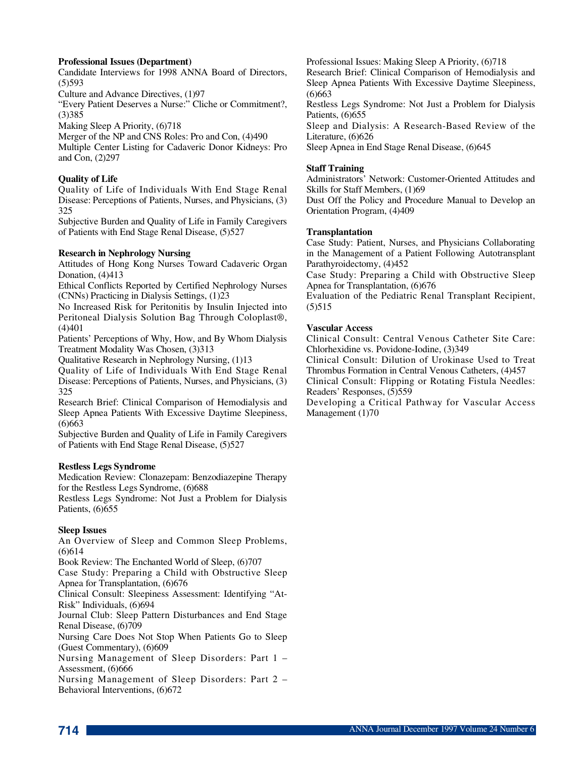**Professional Issues (Department)**
Candidate Interviews for 1998 ANNA Board of Directors, (5)593
Culture and Advance Directives, (1)97
"Every Patient Deserves a Nurse:" Cliche or Commitment?, (3)385
Making Sleep A Priority, (6)718
Merger of the NP and CNS Roles: Pro and Con, (4)490
Multiple Center Listing for Cadaveric Donor Kidneys: Pro and Con, (2)297

**Quality of Life**
Quality of Life of Individuals With End Stage Renal Disease: Perceptions of Patients, Nurses, and Physicians, (3) 325
Subjective Burden and Quality of Life in Family Caregivers of Patients with End Stage Renal Disease, (5)527

**Research in Nephrology Nursing**
Attitudes of Hong Kong Nurses Toward Cadaveric Organ Donation, (4)413
Ethical Conflicts Reported by Certified Nephrology Nurses (CNNs) Practicing in Dialysis Settings, (1)23
No Increased Risk for Peritonitis by Insulin Injected into Peritoneal Dialysis Solution Bag Through Coloplast®, (4)401
Patients' Perceptions of Why, How, and By Whom Dialysis Treatment Modality Was Chosen, (3)313
Qualitative Research in Nephrology Nursing, (1)13
Quality of Life of Individuals With End Stage Renal Disease: Perceptions of Patients, Nurses, and Physicians, (3) 325
Research Brief: Clinical Comparison of Hemodialysis and Sleep Apnea Patients With Excessive Daytime Sleepiness, (6)663
Subjective Burden and Quality of Life in Family Caregivers of Patients with End Stage Renal Disease, (5)527

**Restless Legs Syndrome**
Medication Review: Clonazepam: Benzodiazepine Therapy for the Restless Legs Syndrome, (6)688
Restless Legs Syndrome: Not Just a Problem for Dialysis Patients, (6)655

**Sleep Issues**
An Overview of Sleep and Common Sleep Problems, (6)614
Book Review: The Enchanted World of Sleep, (6)707
Case Study: Preparing a Child with Obstructive Sleep Apnea for Transplantation, (6)676
Clinical Consult: Sleepiness Assessment: Identifying "At-Risk" Individuals, (6)694
Journal Club: Sleep Pattern Disturbances and End Stage Renal Disease, (6)709
Nursing Care Does Not Stop When Patients Go to Sleep (Guest Commentary), (6)609
Nursing Management of Sleep Disorders: Part 1 – Assessment, (6)666
Nursing Management of Sleep Disorders: Part 2 – Behavioral Interventions, (6)672
Professional Issues: Making Sleep A Priority, (6)718
Research Brief: Clinical Comparison of Hemodialysis and Sleep Apnea Patients With Excessive Daytime Sleepiness, (6)663
Restless Legs Syndrome: Not Just a Problem for Dialysis Patients, (6)655
Sleep and Dialysis: A Research-Based Review of the Literature, (6)626
Sleep Apnea in End Stage Renal Disease, (6)645

**Staff Training**
Administrators' Network: Customer-Oriented Attitudes and Skills for Staff Members, (1)69
Dust Off the Policy and Procedure Manual to Develop an Orientation Program, (4)409

**Transplantation**
Case Study: Patient, Nurses, and Physicians Collaborating in the Management of a Patient Following Autotransplant Parathyroidectomy, (4)452
Case Study: Preparing a Child with Obstructive Sleep Apnea for Transplantation, (6)676
Evaluation of the Pediatric Renal Transplant Recipient, (5)515

**Vascular Access**
Clinical Consult: Central Venous Catheter Site Care: Chlorhexidine vs. Povidone-Iodine, (3)349
Clinical Consult: Dilution of Urokinase Used to Treat Thrombus Formation in Central Venous Catheters, (4)457
Clinical Consult: Flipping or Rotating Fistula Needles: Readers' Responses, (5)559
Developing a Critical Pathway for Vascular Access Management (1)70